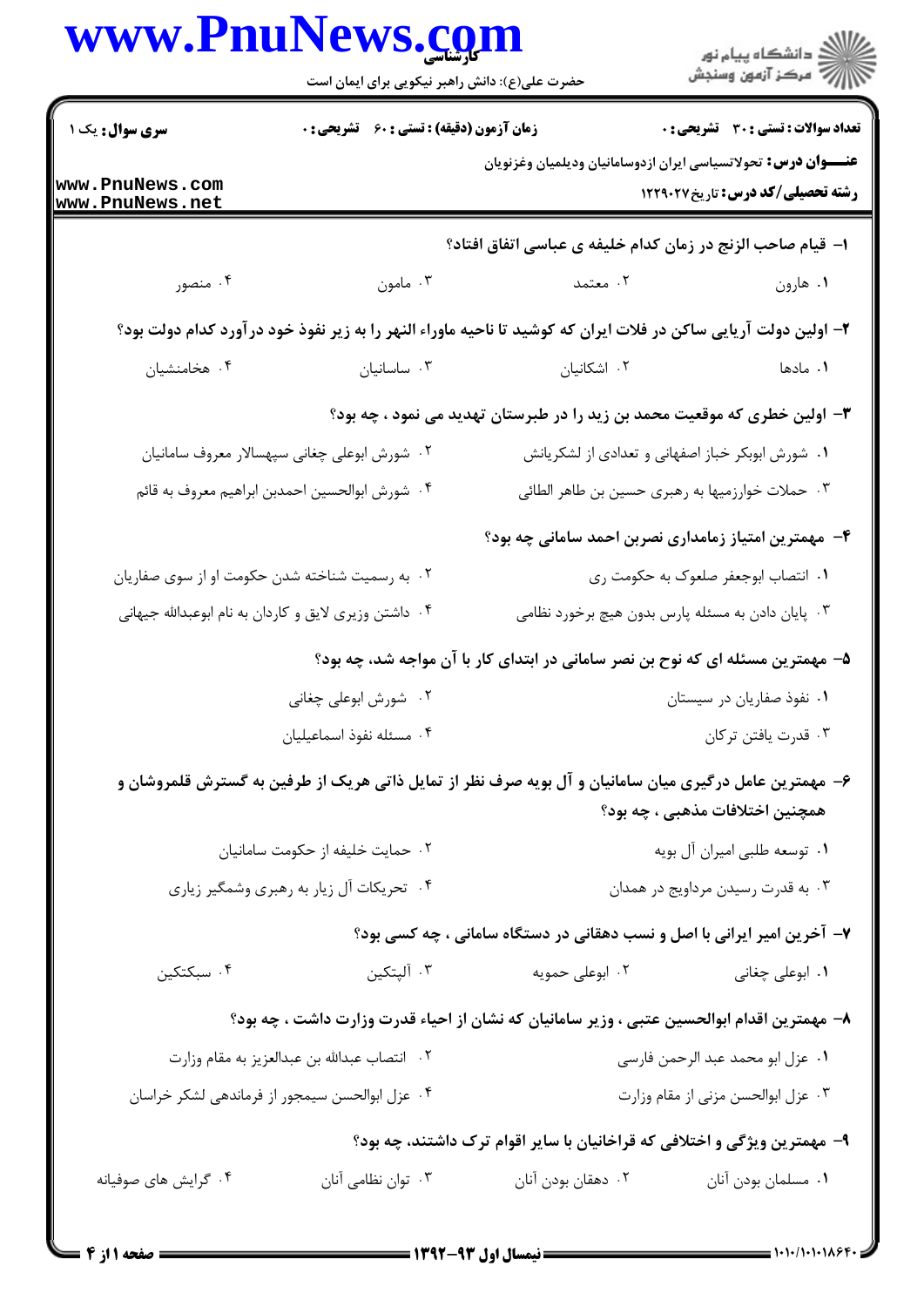**سری سوال:** یک ۱

**زمان آزمون (دقیقه) : تستی : ۶۰ تشریحی : ۰**

**تعداد سوالات : تستی : ۳۰ تشریحی : ۰**

**عنــــوان درس:** تحولاتسیاسی ایران ازدوسامانیان ودیلمیان وغزنویان

**رشته تحصیلی/کد درس:** تاریخ۱۲۲۹۰۲۷

**۱- قیام صاحب الزنج در زمان کدام خلیفه ی عباسی اتفاق افتاد؟**

۱. هارون

۲. معتمد

۳. مامون

۴. منصور

**۲- اولین دولت آریایی ساکن در فلات ایران که کوشید تا ناحیه ماوراء النهر را به زیر نفوذ خود درآورد کدام دولت بود؟**

۱. مادها

۲. اشکانیان

۳. ساسانیان

۴. هخامنشیان

**۳- اولین خطری که موقعیت محمد بن زید را در طبرستان تهدید می نمود ، چه بود؟**

۱. شورش ابوبکر خباز اصفهانی و تعدادی از لشکریانش

۲. شورش ابوعلی چغانی سپهسالار معروف سامانیان

۳. حملات خوارزمیها به رهبری حسین بن طاهر الطائی

۴. شورش ابوالحسین احمدبن ابراهیم معروف به قائم

**۴- مهمترین امتیاز زمامداری نصربن احمد سامانی چه بود؟**

۱. انتصاب ابوجعفر صلعوک به حکومت ری

۲. به رسمیت شناخته شدن حکومت او از سوی صفاریان

۳. پایان دادن به مسئله پارس بدون هیچ برخورد نظامی

۴. داشتن وزیری لایق و کاردان به نام ابوعبدالله جیهانی

**۵- مهمترین مسئله ای که نوح بن نصر سامانی در ابتدای کار با آن مواجه شد، چه بود؟**

۱. نفوذ صفاریان در سیستان

۲. شورش ابوعلی چغانی

۳. قدرت یافتن ترکان

۴. مسئله نفوذ اسماعیلیان

**۶- مهمترین عامل درگیری میان سامانیان و آل بویه صرف نظر از تمایل ذاتی هریک از طرفین به گسترش قلمروشان و همچنین اختلافات مذهبی ، چه بود؟**

۱. توسعه طلبی امیران آل بویه

۲. حمایت خلیفه از حکومت سامانیان

۳. به قدرت رسیدن مرداویج در همدان

۴. تحریکات آل زیار به رهبری وشمگیر زیاری

**۷- آخرین امیر ایرانی با اصل و نسب دهقانی در دستگاه سامانی ، چه کسی بود؟**

۱. ابوعلی چغانی

۲. ابوعلی حمویه

۳. آلپتکین

۴. سبکتکین

**۸- مهمترین اقدام ابوالحسین عتبی ، وزیر سامانیان که نشان از احیاء قدرت وزارت داشت ، چه بود؟**

۱. عزل ابو محمد عبد الرحمن فارسی

۲. انتصاب عبدالله بن عبدالعزیز به مقام وزارت

۳. عزل ابوالحسن مزنی از مقام وزارت

۴. عزل ابوالحسن سیمجور از فرماندهی لشکر خراسان

**۹- مهمترین ویژگی و اختلافی که قراخانیان با سایر اقوام ترک داشتند، چه بود؟**

۱. مسلمان بودن آنان

۲. دهقان بودن آنان

۳. توان نظامی آنان

۴. گرایش های صوفیانه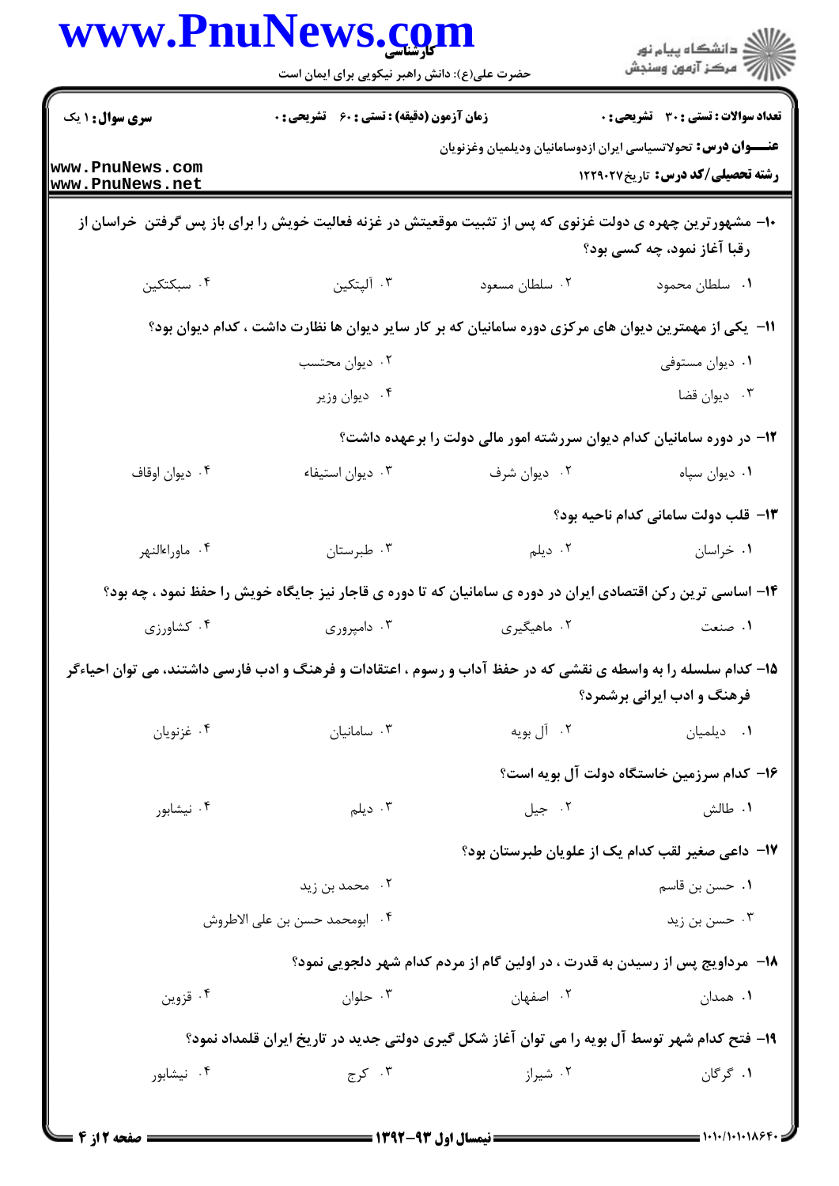**سری سوال:** ۱ یک

**زمان آزمون (دقیقه) : تستی : ۶۰ تشریحی : ۰**

**تعداد سوالات : تستی : ۳۰ تشریحی : ۰**

**عنـــوان درس:** تحولاتسیاسی ایران ازدوسامانیان ودیلمیان وغزنویان

**رشته تحصیلی/کد درس:** تاریخ۱۲۲۹۰۲۷

۱۰- مشهورترین چهره ی دولت غزنوی که پس از تثبیت موقعیتش در غزنه فعالیت خویش را برای باز پس گرفتن خراسان از رقبا آغاز نمود، چه کسی بود؟

۱. سلطان محمود
۲. سلطان مسعود
۳. آلپتکین
۴. سبکتکین

۱۱- یکی از مهمترین دیوان های مرکزی دوره سامانیان که بر کار سایر دیوان ها نظارت داشت ، کدام دیوان بود؟

۱. دیوان مستوفی
۲. دیوان محتسب
۳. دیوان قضا
۴. دیوان وزیر

۱۲- در دوره سامانیان کدام دیوان سررشته امور مالی دولت را برعهده داشت؟

۱. دیوان سپاه
۲. دیوان شرف
۳. دیوان استیفاء
۴. دیوان اوقاف

۱۳- قلب دولت سامانی کدام ناحیه بود؟

۱. خراسان
۲. دیلم
۳. طبرستان
۴. ماوراءالنهر

۱۴- اساسی ترین رکن اقتصادی ایران در دوره ی سامانیان که تا دوره ی قاجار نیز جایگاه خویش را حفظ نمود ، چه بود؟

۱. صنعت
۲. ماهیگیری
۳. دامپروری
۴. کشاورزی

۱۵- کدام سلسله را به واسطه ی نقشی که در حفظ آداب و رسوم ، اعتقادات و فرهنگ و ادب فارسی داشتند، می توان احیاءگر فرهنگ و ادب ایرانی برشمرد؟

۱. دیلمیان
۲. آل بویه
۳. سامانیان
۴. غزنویان

۱۶- کدام سرزمین خاستگاه دولت آل بویه است؟

۱. طالش
۲. جیل
۳. دیلم
۴. نیشابور

۱۷- داعی صغیر لقب کدام یک از علویان طبرستان بود؟

۱. حسن بن قاسم
۲. محمد بن زید
۳. حسن بن زید
۴. ابومحمد حسن بن علی الاطروش

۱۸- مرداویج پس از رسیدن به قدرت ، در اولین گام از مردم کدام شهر دلجویی نمود؟

۱. همدان
۲. اصفهان
۳. حلوان
۴. قزوین

۱۹- فتح کدام شهر توسط آل بویه را می توان آغاز شکل گیری دولتی جدید در تاریخ ایران قلمداد نمود؟

۱. گرگان
۲. شیراز
۳. کرج
۴. نیشابور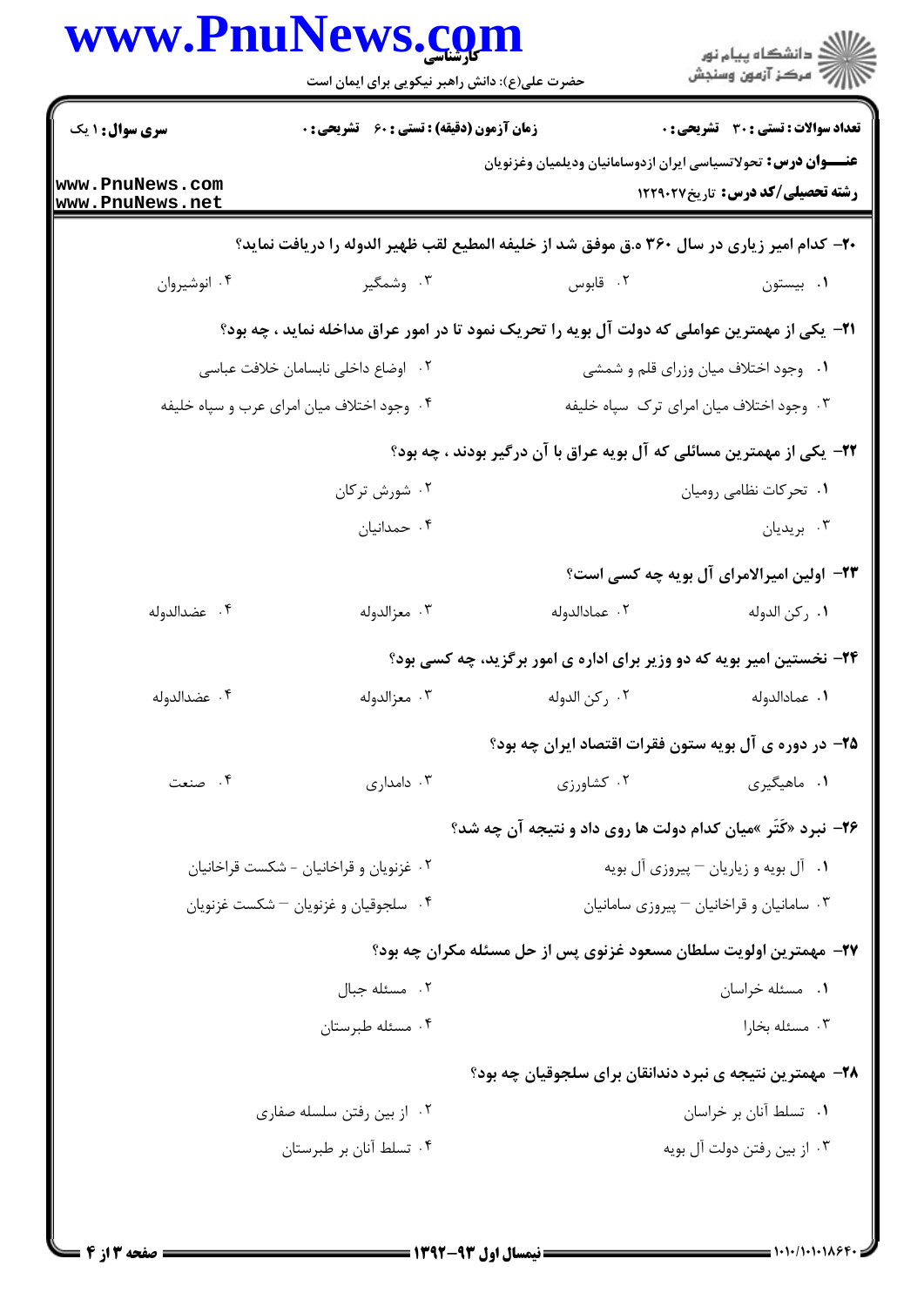**سری سوال:** ۱ یک | **زمان آزمون (دقیقه) : تستی :** ۶۰ **تشریحی :** ۰ | **تعداد سوالات : تستی :** ۳۰ **تشریحی :** ۰

**عنـــوان درس:** تحولاتسیاسی ایران ازدوسامانیان ودیلمیان وغزنویان

**رشته تحصیلی/کد درس:** تاریخ۱۲۲۹۰۲۷

۲۰- کدام امیر زیاری در سال ۳۶۰ ه.ق موفق شد از خلیفه المطیع لقب ظهیر الدوله را دریافت نماید؟

۱. بیستون
۲. قابوس
۳. وشمگیر
۴. انوشیروان

۲۱- یکی از مهمترین عواملی که دولت آل بویه را تحریک نمود تا در امور عراق مداخله نماید ، چه بود؟

۱. وجود اختلاف میان وزرای قلم و شمشی
۲. اوضاع داخلی نابسامان خلافت عباسی
۳. وجود اختلاف میان امرای ترک سپاه خلیفه
۴. وجود اختلاف میان امرای عرب و سپاه خلیفه

۲۲- یکی از مهمترین مسائلی که آل بویه عراق با آن درگیر بودند ، چه بود؟

۱. تحرکات نظامی رومیان
۲. شورش ترکان
۳. بریدیان
۴. حمدانیان

۲۳- اولین امیرالامرای آل بویه چه کسی است؟

۱. رکن الدوله
۲. عمادالدوله
۳. معزالدوله
۴. عضدالدوله

۲۴- نخستین امیر بویه که دو وزیر برای اداره ی امور برگزید، چه کسی بود؟

۱. عمادالدوله
۲. رکن الدوله
۳. معزالدوله
۴. عضدالدوله

۲۵- در دوره ی آل بویه ستون فقرات اقتصاد ایران چه بود؟

۱. ماهیگیری
۲. کشاورزی
۳. دامداری
۴. صنعت

۲۶- نبرد «کَتَر »میان کدام دولت ها روی داد و نتیجه آن چه شد؟

۱. آل بویه و زیاریان – پیروزی آل بویه
۲. غزنویان و قراخانیان - شکست قراخانیان
۳. سامانیان و قراخانیان – پیروزی سامانیان
۴. سلجوقیان و غزنویان – شکست غزنویان

۲۷- مهمترین اولویت سلطان مسعود غزنوی پس از حل مسئله مکران چه بود؟

۱. مسئله خراسان
۲. مسئله جبال
۳. مسئله بخارا
۴. مسئله طبرستان

۲۸- مهمترین نتیجه ی نبرد دندانقان برای سلجوقیان چه بود؟

۱. تسلط آنان بر خراسان
۲. از بین رفتن سلسله صفاری
۳. از بین رفتن دولت آل بویه
۴. تسلط آنان بر طبرستان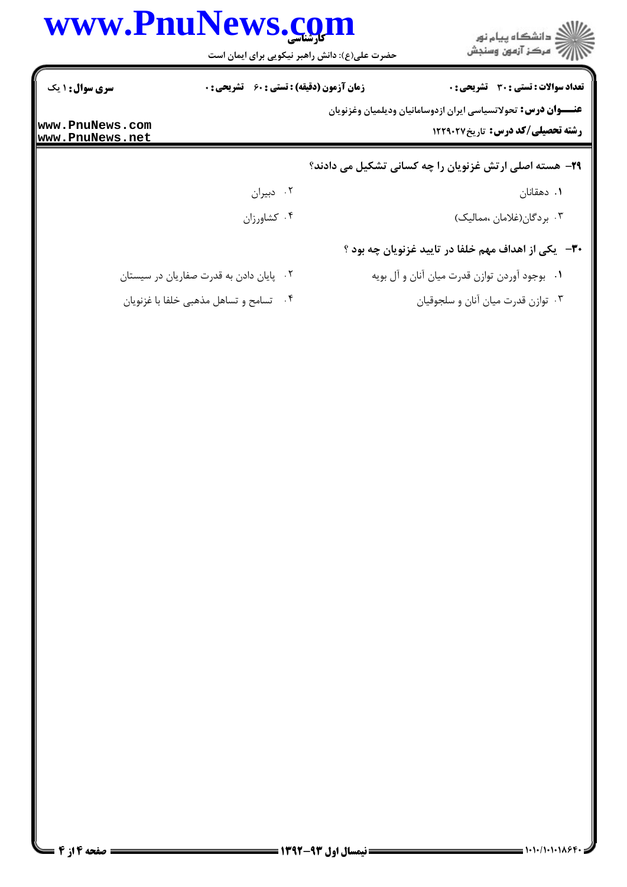**تعداد سوالات : تستی : ۳۰ تشریحی : ۰** | **زمان آزمون (دقیقه) : تستی : ۶۰ تشریحی : ۰** | **سری سوال : ۱ یک**

**عنـــوان درس:** تحولاتسیاسی ایران ازدوسامانیان ودیلمیان وغزنویان

**رشته تحصیلی/کد درس:** تاریخ۱۲۲۹۰۲۷

**۲۹- هسته اصلی ارتش غزنویان را چه کسانی تشکیل می دادند؟**

۱. دهقانان

۲. دبیران

۳. بردگان(غلامان ،ممالیک)

۴. کشاورزان

**۳۰- یکی از اهداف مهم خلفا در تایید غزنویان چه بود ؟**

۱. بوجود آوردن توازن قدرت میان آنان و آل بویه

۲. پایان دادن به قدرت صفاریان در سیستان

۳. توازن قدرت میان آنان و سلجوقیان

۴. تسامح و تساهل مذهبی خلفا با غزنویان